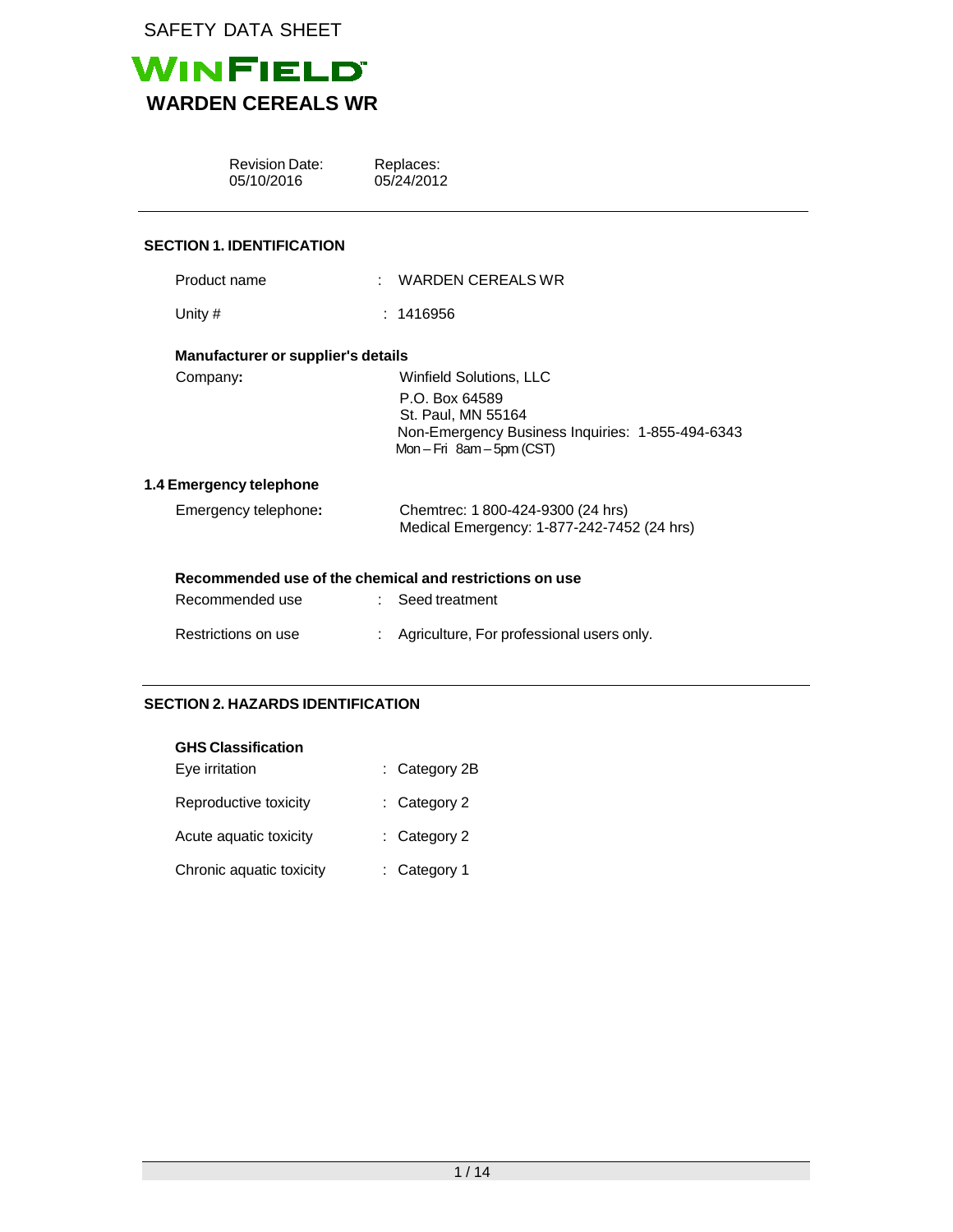SAFETY DATA SHEET

WINFIELD

# WARDEN CEREALS WR

| Revision Date: | Replaces: |
| --- | --- |
| 05/10/2016 | 05/24/2012 |

## SECTION 1. IDENTIFICATION

Product name : WARDEN CEREALS WR

Unity # : 1416956

**Manufacturer or supplier's details**

Company**:** Winfield Solutions, LLC
P.O. Box 64589
St. Paul, MN 55164
Non-Emergency Business Inquiries: 1-855-494-6343
Mon – Fri 8am – 5pm (CST)

### 1.4 Emergency telephone

Emergency telephone**:** Chemtrec: 1 800-424-9300 (24 hrs)
Medical Emergency: 1-877-242-7452 (24 hrs)

**Recommended use of the chemical and restrictions on use**

Recommended use : Seed treatment

Restrictions on use : Agriculture, For professional users only.

## SECTION 2. HAZARDS IDENTIFICATION

**GHS Classification**

Eye irritation : Category 2B

Reproductive toxicity : Category 2

Acute aquatic toxicity : Category 2

Chronic aquatic toxicity : Category 1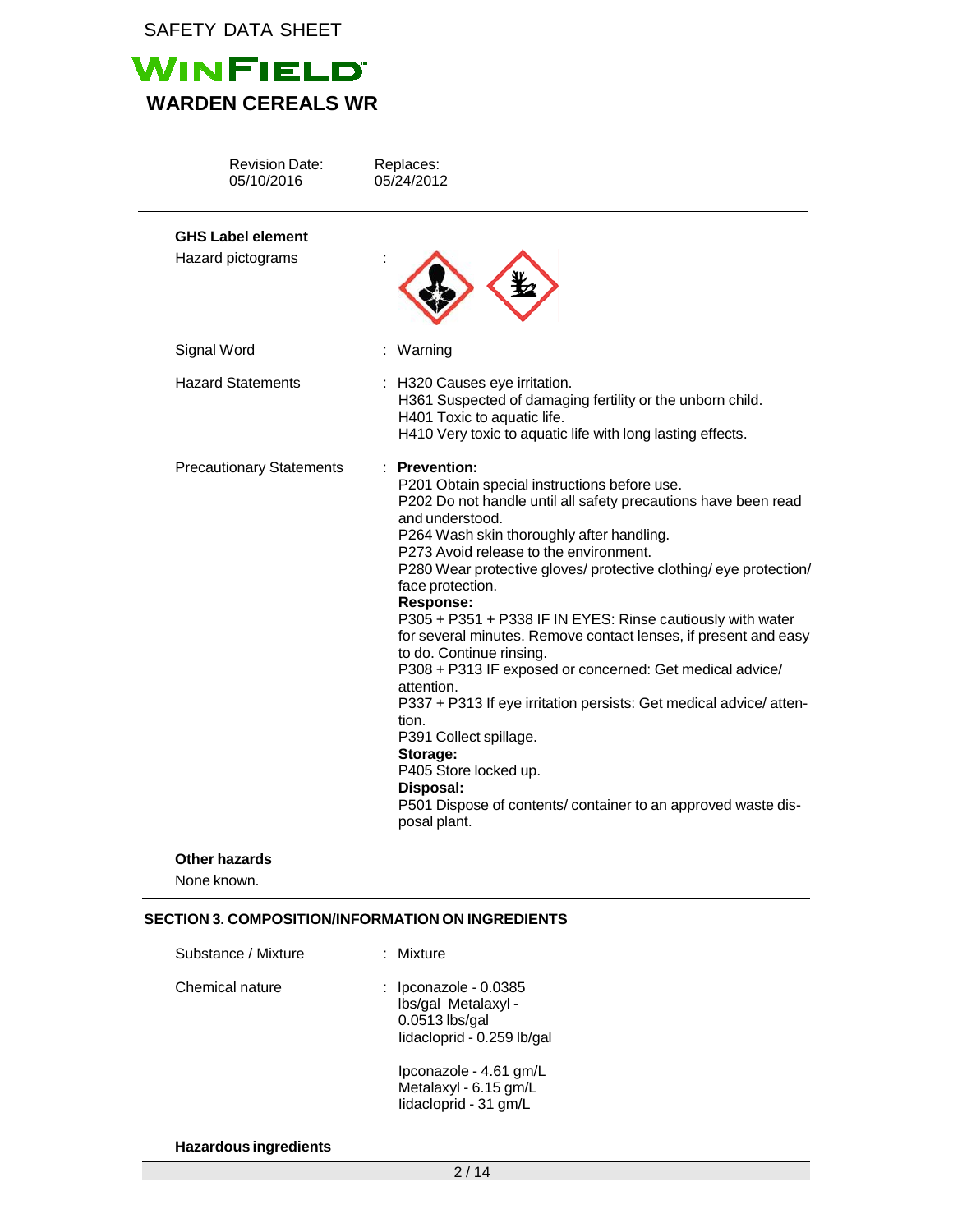SAFETY DATA SHEET

**WINFIELD**

## WARDEN CEREALS WR

| Revision Date: | Replaces: |
| --- | --- |
| 05/10/2016 | 05/24/2012 |

### GHS Label element

Hazard pictograms :

Signal Word : Warning

Hazard Statements : H320 Causes eye irritation.
H361 Suspected of damaging fertility or the unborn child.
H401 Toxic to aquatic life.
H410 Very toxic to aquatic life with long lasting effects.

Precautionary Statements : **Prevention:**
P201 Obtain special instructions before use.
P202 Do not handle until all safety precautions have been read and understood.
P264 Wash skin thoroughly after handling.
P273 Avoid release to the environment.
P280 Wear protective gloves/ protective clothing/ eye protection/ face protection.
**Response:**
P305 + P351 + P338 IF IN EYES: Rinse cautiously with water for several minutes. Remove contact lenses, if present and easy to do. Continue rinsing.
P308 + P313 IF exposed or concerned: Get medical advice/ attention.
P337 + P313 If eye irritation persists: Get medical advice/ attention.
P391 Collect spillage.
**Storage:**
P405 Store locked up.
**Disposal:**
P501 Dispose of contents/ container to an approved waste disposal plant.

### Other hazards

None known.

## SECTION 3. COMPOSITION/INFORMATION ON INGREDIENTS

Substance / Mixture : Mixture

Chemical nature : Ipconazole - 0.0385 lbs/gal Metalaxyl - 0.0513 lbs/gal Iidacloprid - 0.259 lb/gal

Ipconazole - 4.61 gm/L
Metalaxyl - 6.15 gm/L
Iidacloprid - 31 gm/L

### Hazardous ingredients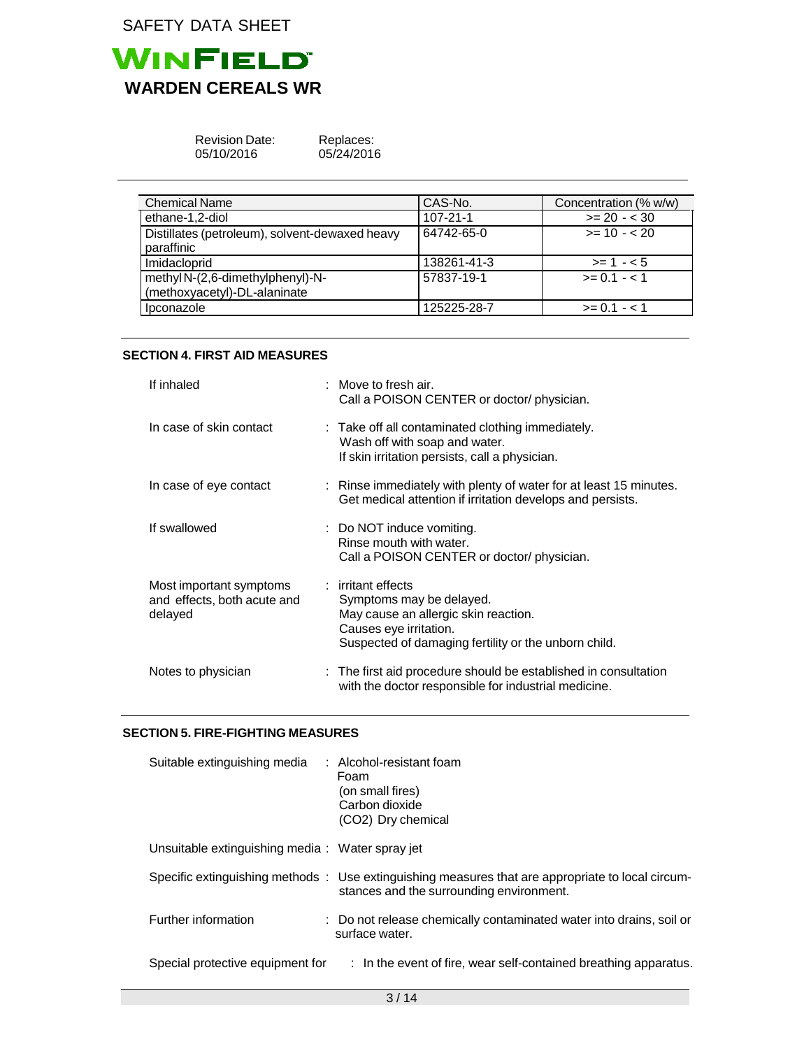| Chemical Name | CAS-No. | Concentration (% w/w) |
| --- | --- | --- |
| ethane-1,2-diol | 107-21-1 | >= 20 - < 30 |
| Distillates (petroleum), solvent-dewaxed heavy paraffinic | 64742-65-0 | >= 10 - < 20 |
| Imidacloprid | 138261-41-3 | >= 1 - < 5 |
| methyl N-(2,6-dimethylphenyl)-N-(methoxyacetyl)-DL-alaninate | 57837-19-1 | >= 0.1 - < 1 |
| Ipconazole | 125225-28-7 | >= 0.1 - < 1 |

## SECTION 4. FIRST AID MEASURES

If inhaled : Move to fresh air.
Call a POISON CENTER or doctor/ physician.

In case of skin contact : Take off all contaminated clothing immediately.
Wash off with soap and water.
If skin irritation persists, call a physician.

In case of eye contact : Rinse immediately with plenty of water for at least 15 minutes.
Get medical attention if irritation develops and persists.

If swallowed : Do NOT induce vomiting.
Rinse mouth with water.
Call a POISON CENTER or doctor/ physician.

Most important symptoms and effects, both acute and delayed : irritant effects
Symptoms may be delayed.
May cause an allergic skin reaction.
Causes eye irritation.
Suspected of damaging fertility or the unborn child.

Notes to physician : The first aid procedure should be established in consultation with the doctor responsible for industrial medicine.

## SECTION 5. FIRE-FIGHTING MEASURES

Suitable extinguishing media : Alcohol-resistant foam
Foam
(on small fires)
Carbon dioxide
(CO2) Dry chemical

Unsuitable extinguishing media : Water spray jet

Specific extinguishing methods : Use extinguishing measures that are appropriate to local circumstances and the surrounding environment.

Further information : Do not release chemically contaminated water into drains, soil or surface water.

Special protective equipment for : In the event of fire, wear self-contained breathing apparatus.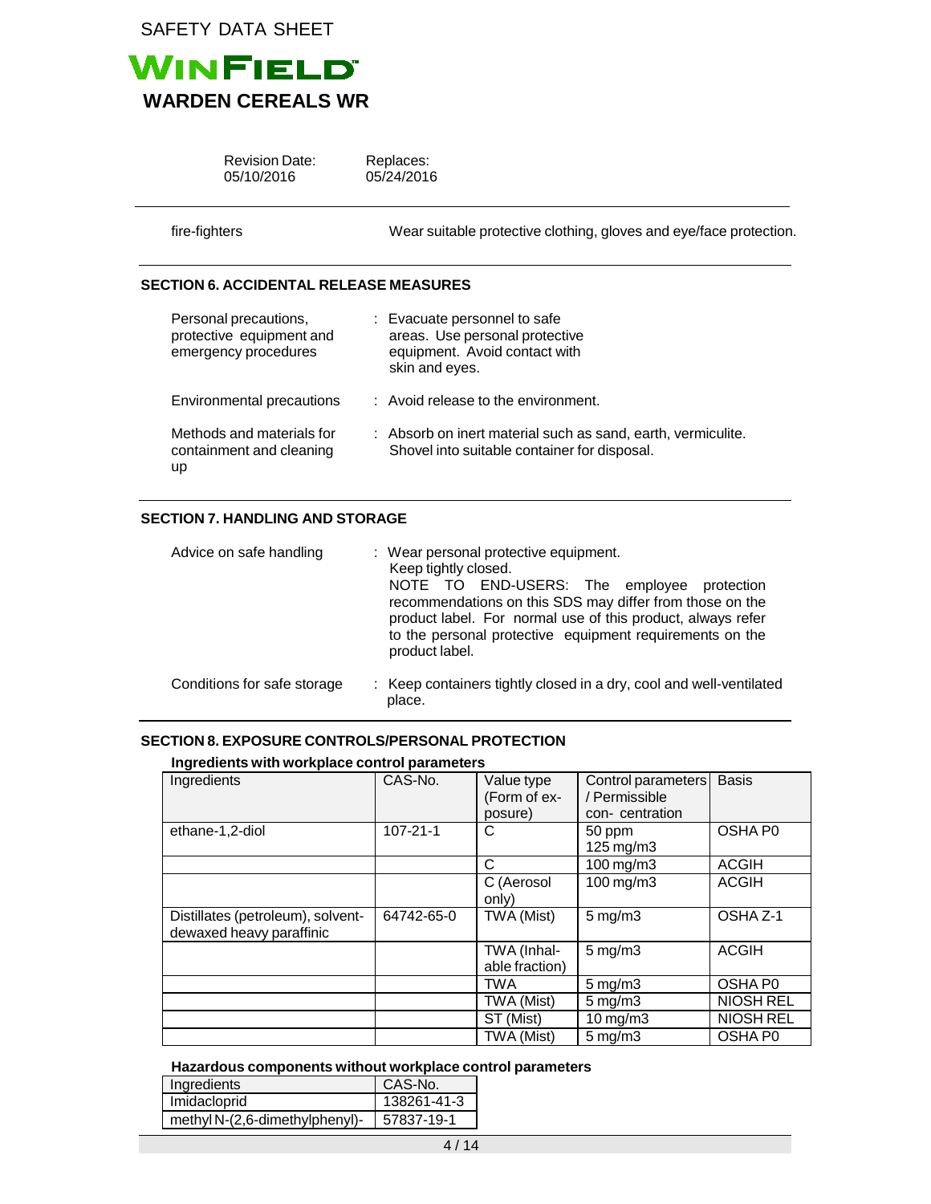| | |
|---|---|
| fire-fighters | Wear suitable protective clothing, gloves and eye/face protection. |

## SECTION 6. ACCIDENTAL RELEASE MEASURES

| | |
|---|---|
| Personal precautions, protective equipment and emergency procedures | : Evacuate personnel to safe areas. Use personal protective equipment. Avoid contact with skin and eyes. |
| Environmental precautions | : Avoid release to the environment. |
| Methods and materials for containment and cleaning up | : Absorb on inert material such as sand, earth, vermiculite. Shovel into suitable container for disposal. |

## SECTION 7. HANDLING AND STORAGE

| | |
|---|---|
| Advice on safe handling | : Wear personal protective equipment. Keep tightly closed. NOTE TO END-USERS: The employee protection recommendations on this SDS may differ from those on the product label. For normal use of this product, always refer to the personal protective equipment requirements on the product label. |
| Conditions for safe storage | : Keep containers tightly closed in a dry, cool and well-ventilated place. |

## SECTION 8. EXPOSURE CONTROLS/PERSONAL PROTECTION

**Ingredients with workplace control parameters**

| Ingredients | CAS-No. | Value type (Form of exposure) | Control parameters / Permissible concentration | Basis |
|---|---|---|---|---|
| ethane-1,2-diol | 107-21-1 | C | 50 ppm 125 mg/m3 | OSHA P0 |
| | | C | 100 mg/m3 | ACGIH |
| | | C (Aerosol only) | 100 mg/m3 | ACGIH |
| Distillates (petroleum), solvent-dewaxed heavy paraffinic | 64742-65-0 | TWA (Mist) | 5 mg/m3 | OSHA Z-1 |
| | | TWA (Inhalable fraction) | 5 mg/m3 | ACGIH |
| | | TWA | 5 mg/m3 | OSHA P0 |
| | | TWA (Mist) | 5 mg/m3 | NIOSH REL |
| | | ST (Mist) | 10 mg/m3 | NIOSH REL |
| | | TWA (Mist) | 5 mg/m3 | OSHA P0 |

**Hazardous components without workplace control parameters**

| Ingredients | CAS-No. |
|---|---|
| Imidacloprid | 138261-41-3 |
| methyl N-(2,6-dimethylphenyl)- | 57837-19-1 |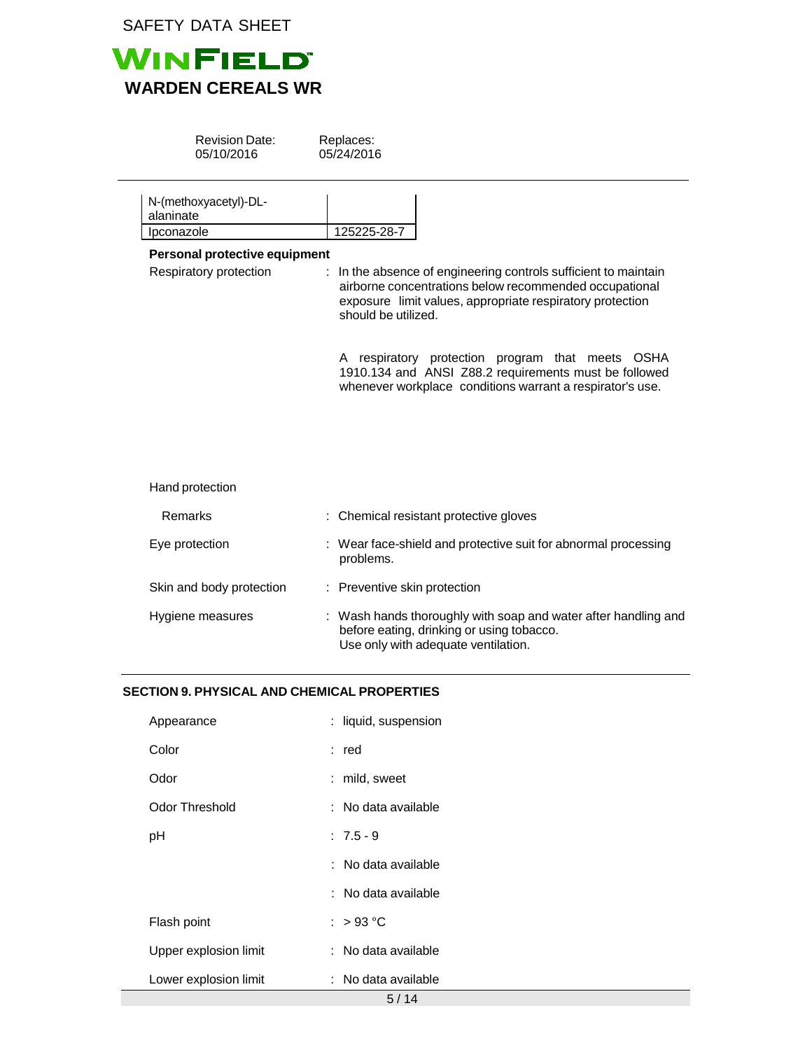| N-(methoxyacetyl)-DL-alaninate | |
|---|---|
| Ipconazole | 125225-28-7 |

**Personal protective equipment**

Respiratory protection : In the absence of engineering controls sufficient to maintain airborne concentrations below recommended occupational exposure limit values, appropriate respiratory protection should be utilized.

A respiratory protection program that meets OSHA 1910.134 and ANSI Z88.2 requirements must be followed whenever workplace conditions warrant a respirator's use.

Hand protection

Remarks : Chemical resistant protective gloves

Eye protection : Wear face-shield and protective suit for abnormal processing problems.

Skin and body protection : Preventive skin protection

Hygiene measures : Wash hands thoroughly with soap and water after handling and before eating, drinking or using tobacco.
Use only with adequate ventilation.

## SECTION 9. PHYSICAL AND CHEMICAL PROPERTIES

Appearance : liquid, suspension

Color : red

Odor : mild, sweet

Odor Threshold : No data available

pH : 7.5 - 9

: No data available

: No data available

Flash point : > 93 °C

Upper explosion limit : No data available

Lower explosion limit : No data available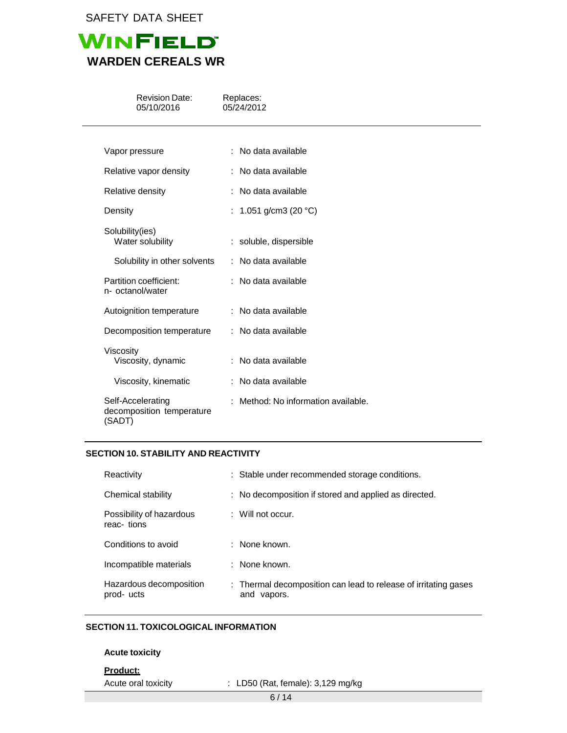| | |
|---|---|
| Vapor pressure | : No data available |
| Relative vapor density | : No data available |
| Relative density | : No data available |
| Density | : 1.051 g/cm3 (20 °C) |
| Solubility(ies) Water solubility | : soluble, dispersible |
| Solubility in other solvents | : No data available |
| Partition coefficient: n- octanol/water | : No data available |
| Autoignition temperature | : No data available |
| Decomposition temperature | : No data available |
| Viscosity Viscosity, dynamic | : No data available |
| Viscosity, kinematic | : No data available |
| Self-Accelerating decomposition temperature (SADT) | : Method: No information available. |

## SECTION 10. STABILITY AND REACTIVITY

| | |
|---|---|
| Reactivity | : Stable under recommended storage conditions. |
| Chemical stability | : No decomposition if stored and applied as directed. |
| Possibility of hazardous reac- tions | : Will not occur. |
| Conditions to avoid | : None known. |
| Incompatible materials | : None known. |
| Hazardous decomposition prod- ucts | : Thermal decomposition can lead to release of irritating gases and vapors. |

## SECTION 11. TOXICOLOGICAL INFORMATION

**Acute toxicity**

**Product:**

Acute oral toxicity : LD50 (Rat, female): 3,129 mg/kg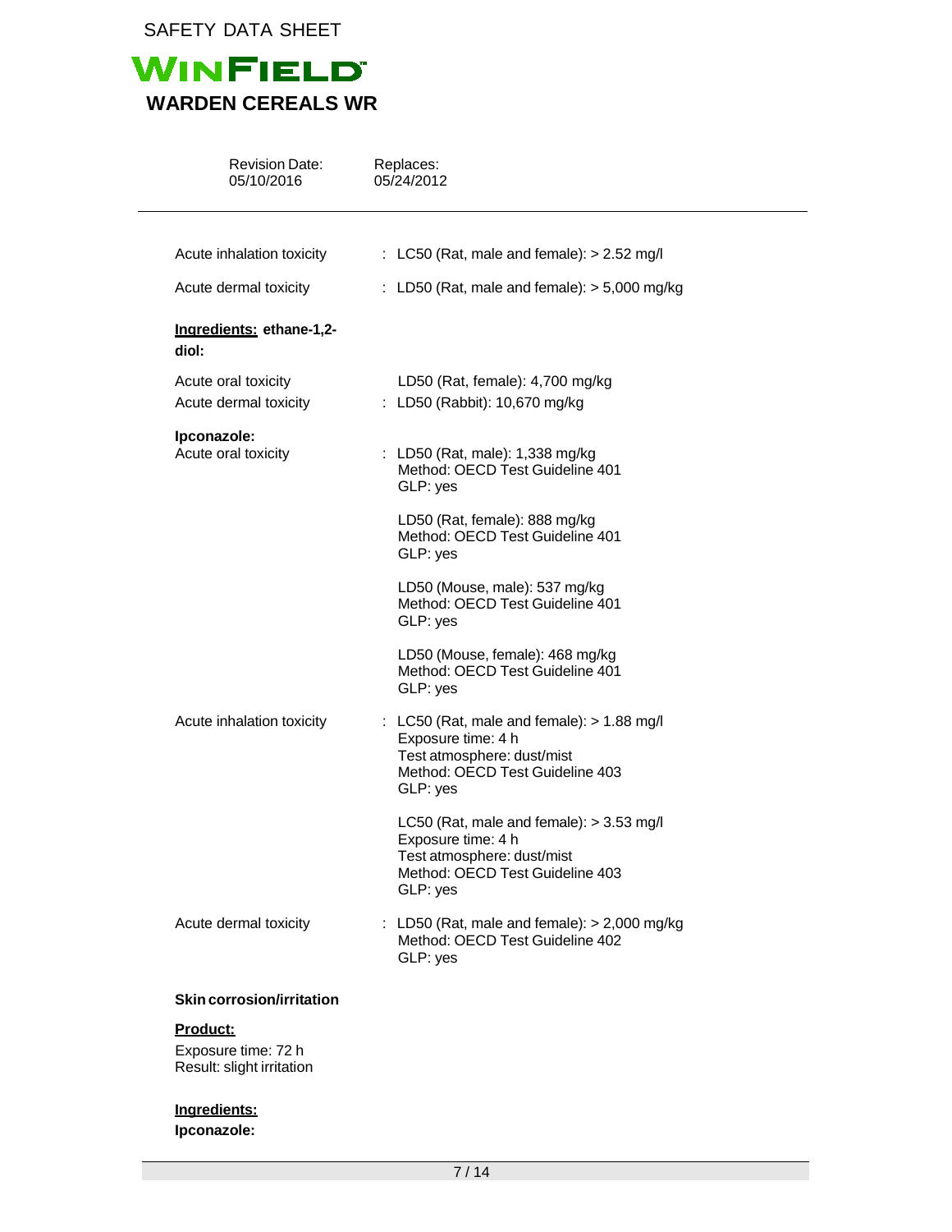Acute inhalation toxicity : LC50 (Rat, male and female): > 2.52 mg/l

Acute dermal toxicity : LD50 (Rat, male and female): > 5,000 mg/kg

**Ingredients: ethane-1,2-diol:**

Acute oral toxicity LD50 (Rat, female): 4,700 mg/kg

Acute dermal toxicity : LD50 (Rabbit): 10,670 mg/kg

**Ipconazole:**

Acute oral toxicity : LD50 (Rat, male): 1,338 mg/kg
Method: OECD Test Guideline 401
GLP: yes

LD50 (Rat, female): 888 mg/kg
Method: OECD Test Guideline 401
GLP: yes

LD50 (Mouse, male): 537 mg/kg
Method: OECD Test Guideline 401
GLP: yes

LD50 (Mouse, female): 468 mg/kg
Method: OECD Test Guideline 401
GLP: yes

Acute inhalation toxicity : LC50 (Rat, male and female): > 1.88 mg/l
Exposure time: 4 h
Test atmosphere: dust/mist
Method: OECD Test Guideline 403
GLP: yes

LC50 (Rat, male and female): > 3.53 mg/l
Exposure time: 4 h
Test atmosphere: dust/mist
Method: OECD Test Guideline 403
GLP: yes

Acute dermal toxicity : LD50 (Rat, male and female): > 2,000 mg/kg
Method: OECD Test Guideline 402
GLP: yes

**Skin corrosion/irritation**

**Product:**

Exposure time: 72 h
Result: slight irritation

**Ingredients:**

**Ipconazole:**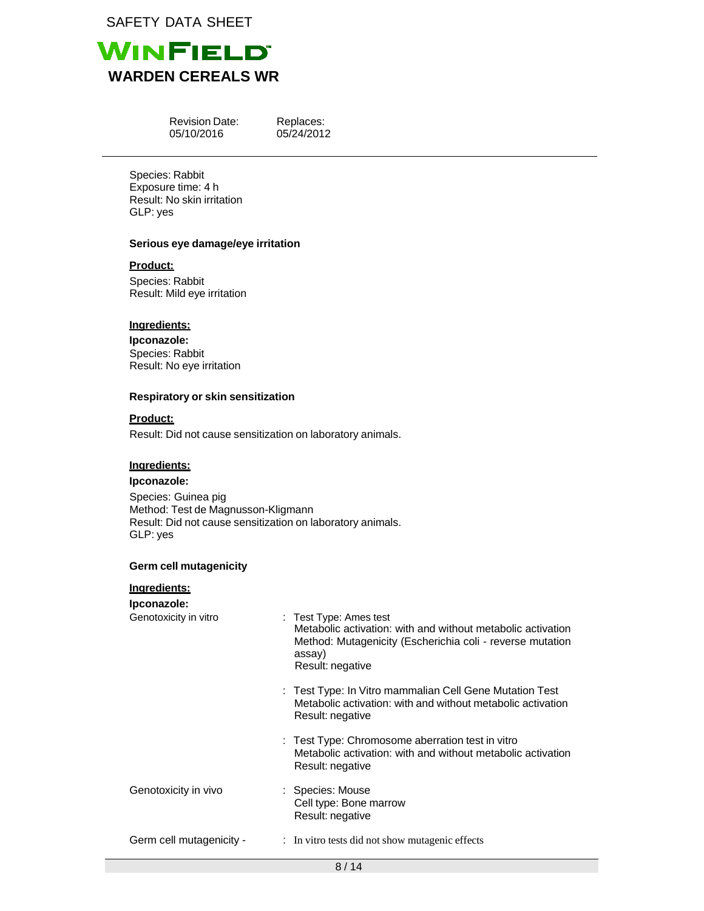Species: Rabbit
Exposure time: 4 h
Result: No skin irritation
GLP: yes

**Serious eye damage/eye irritation**

**Product:**

Species: Rabbit
Result: Mild eye irritation

**Ingredients:**

**Ipconazole:**
Species: Rabbit
Result: No eye irritation

**Respiratory or skin sensitization**

**Product:**

Result: Did not cause sensitization on laboratory animals.

**Ingredients:**

**Ipconazole:**

Species: Guinea pig
Method: Test de Magnusson-Kligmann
Result: Did not cause sensitization on laboratory animals.
GLP: yes

**Germ cell mutagenicity**

**Ingredients:**

**Ipconazole:**

Genotoxicity in vitro : Test Type: Ames test
Metabolic activation: with and without metabolic activation
Method: Mutagenicity (Escherichia coli - reverse mutation assay)
Result: negative

: Test Type: In Vitro mammalian Cell Gene Mutation Test
Metabolic activation: with and without metabolic activation
Result: negative

: Test Type: Chromosome aberration test in vitro
Metabolic activation: with and without metabolic activation
Result: negative

Genotoxicity in vivo : Species: Mouse
Cell type: Bone marrow
Result: negative

Germ cell mutagenicity - : In vitro tests did not show mutagenic effects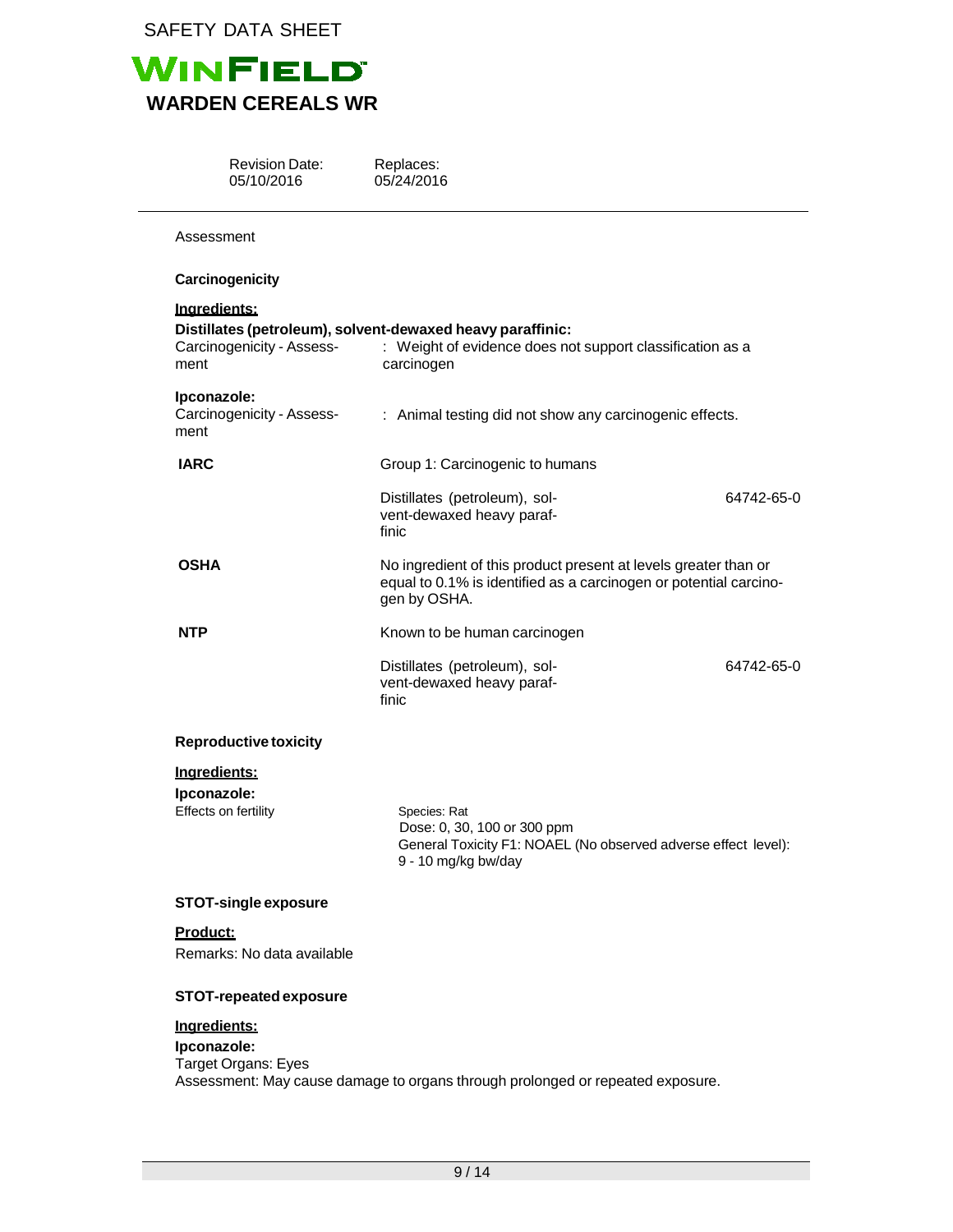Assessment

**Carcinogenicity**

**Ingredients:**

**Distillates (petroleum), solvent-dewaxed heavy paraffinic:**

Carcinogenicity - Assessment : Weight of evidence does not support classification as a carcinogen

**Ipconazole:**

Carcinogenicity - Assessment : Animal testing did not show any carcinogenic effects.

| | | |
|---|---|---|
| **IARC** | Group 1: Carcinogenic to humans | |
| | Distillates (petroleum), solvent-dewaxed heavy paraffinic | 64742-65-0 |
| **OSHA** | No ingredient of this product present at levels greater than or equal to 0.1% is identified as a carcinogen or potential carcinogen by OSHA. | |
| **NTP** | Known to be human carcinogen | |
| | Distillates (petroleum), solvent-dewaxed heavy paraffinic | 64742-65-0 |

**Reproductive toxicity**

**Ingredients:**

**Ipconazole:**

Effects on fertility

Species: Rat
Dose: 0, 30, 100 or 300 ppm
General Toxicity F1: NOAEL (No observed adverse effect level): 9 - 10 mg/kg bw/day

**STOT-single exposure**

**Product:**

Remarks: No data available

**STOT-repeated exposure**

**Ingredients:**

**Ipconazole:**

Target Organs: Eyes
Assessment: May cause damage to organs through prolonged or repeated exposure.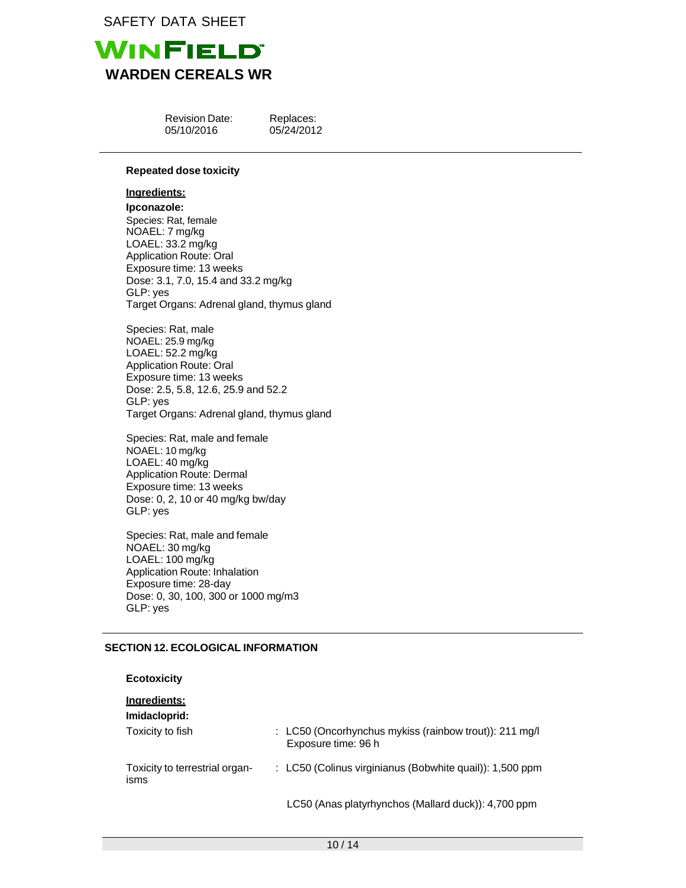**Repeated dose toxicity**

**Ingredients:**

**Ipconazole:**

Species: Rat, female
NOAEL: 7 mg/kg
LOAEL: 33.2 mg/kg
Application Route: Oral
Exposure time: 13 weeks
Dose: 3.1, 7.0, 15.4 and 33.2 mg/kg
GLP: yes
Target Organs: Adrenal gland, thymus gland

Species: Rat, male
NOAEL: 25.9 mg/kg
LOAEL: 52.2 mg/kg
Application Route: Oral
Exposure time: 13 weeks
Dose: 2.5, 5.8, 12.6, 25.9 and 52.2
GLP: yes
Target Organs: Adrenal gland, thymus gland

Species: Rat, male and female
NOAEL: 10 mg/kg
LOAEL: 40 mg/kg
Application Route: Dermal
Exposure time: 13 weeks
Dose: 0, 2, 10 or 40 mg/kg bw/day
GLP: yes

Species: Rat, male and female
NOAEL: 30 mg/kg
LOAEL: 100 mg/kg
Application Route: Inhalation
Exposure time: 28-day
Dose: 0, 30, 100, 300 or 1000 mg/m3
GLP: yes

## SECTION 12. ECOLOGICAL INFORMATION

**Ecotoxicity**

**Ingredients:**

**Imidacloprid:**

Toxicity to fish : LC50 (Oncorhynchus mykiss (rainbow trout)): 211 mg/l
Exposure time: 96 h

Toxicity to terrestrial organisms : LC50 (Colinus virginianus (Bobwhite quail)): 1,500 ppm

LC50 (Anas platyrhynchos (Mallard duck)): 4,700 ppm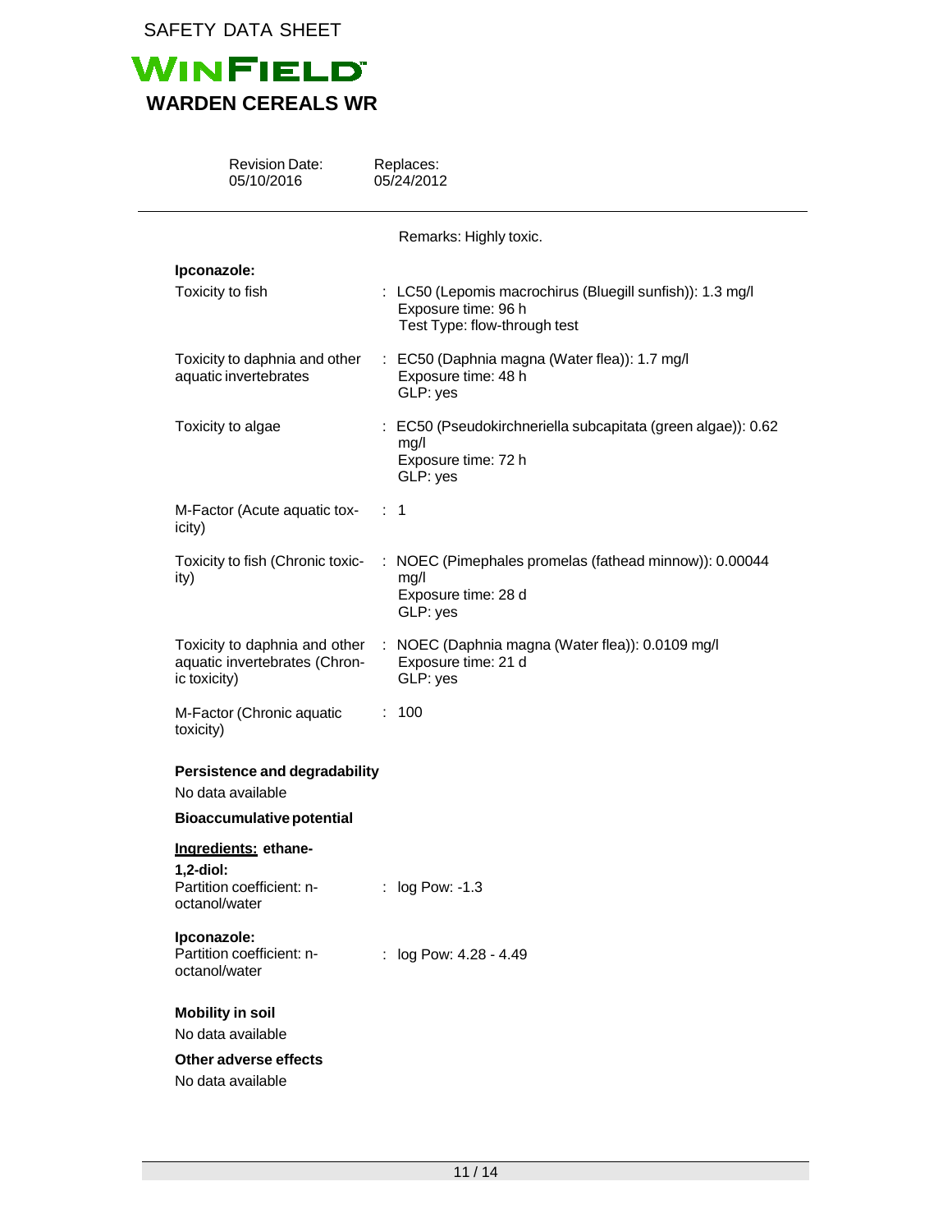Remarks: Highly toxic.

**Ipconazole:**

Toxicity to fish : LC50 (Lepomis macrochirus (Bluegill sunfish)): 1.3 mg/l
Exposure time: 96 h
Test Type: flow-through test

Toxicity to daphnia and other aquatic invertebrates : EC50 (Daphnia magna (Water flea)): 1.7 mg/l
Exposure time: 48 h
GLP: yes

Toxicity to algae : EC50 (Pseudokirchneriella subcapitata (green algae)): 0.62 mg/l
Exposure time: 72 h
GLP: yes

M-Factor (Acute aquatic toxicity) : 1

Toxicity to fish (Chronic toxicity) : NOEC (Pimephales promelas (fathead minnow)): 0.00044 mg/l
Exposure time: 28 d
GLP: yes

Toxicity to daphnia and other aquatic invertebrates (Chronic toxicity) : NOEC (Daphnia magna (Water flea)): 0.0109 mg/l
Exposure time: 21 d
GLP: yes

M-Factor (Chronic aquatic toxicity) : 100

**Persistence and degradability**

No data available

**Bioaccumulative potential**

**Ingredients: ethane-1,2-diol:**

Partition coefficient: n-octanol/water : log Pow: -1.3

**Ipconazole:**

Partition coefficient: n-octanol/water : log Pow: 4.28 - 4.49

**Mobility in soil**

No data available

**Other adverse effects**

No data available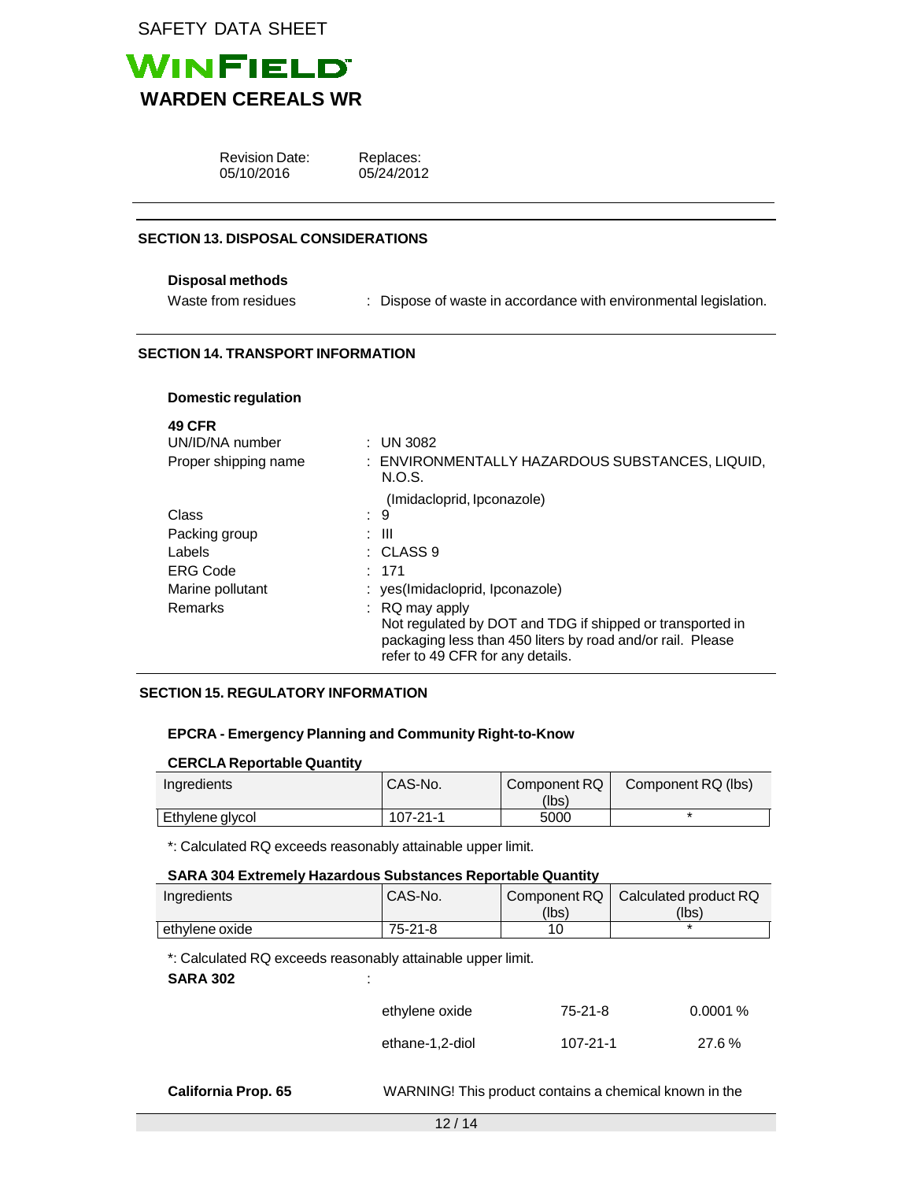SAFETY DATA SHEET

# WINFIELD

## WARDEN CEREALS WR

| Revision Date: | Replaces: |
|---|---|
| 05/10/2016 | 05/24/2012 |

### SECTION 13. DISPOSAL CONSIDERATIONS

**Disposal methods**

Waste from residues : Dispose of waste in accordance with environmental legislation.

### SECTION 14. TRANSPORT INFORMATION

**Domestic regulation**

**49 CFR**

UN/ID/NA number : UN 3082

Proper shipping name : ENVIRONMENTALLY HAZARDOUS SUBSTANCES, LIQUID, N.O.S.
(Imidacloprid, Ipconazole)

Class : 9

Packing group : III

Labels : CLASS 9

ERG Code : 171

Marine pollutant : yes(Imidacloprid, Ipconazole)

Remarks : RQ may apply
Not regulated by DOT and TDG if shipped or transported in packaging less than 450 liters by road and/or rail. Please refer to 49 CFR for any details.

### SECTION 15. REGULATORY INFORMATION

**EPCRA - Emergency Planning and Community Right-to-Know**

**CERCLA Reportable Quantity**

| Ingredients | CAS-No. | Component RQ (lbs) | Component RQ (lbs) |
|---|---|---|---|
| Ethylene glycol | 107-21-1 | 5000 | * |

*: Calculated RQ exceeds reasonably attainable upper limit.

**SARA 304 Extremely Hazardous Substances Reportable Quantity**

| Ingredients | CAS-No. | Component RQ (lbs) | Calculated product RQ (lbs) |
|---|---|---|---|
| ethylene oxide | 75-21-8 | 10 | * |

*: Calculated RQ exceeds reasonably attainable upper limit.

**SARA 302** :

| | | |
|---|---|---|
| ethylene oxide | 75-21-8 | 0.0001 % |
| ethane-1,2-diol | 107-21-1 | 27.6 % |

**California Prop. 65** WARNING! This product contains a chemical known in the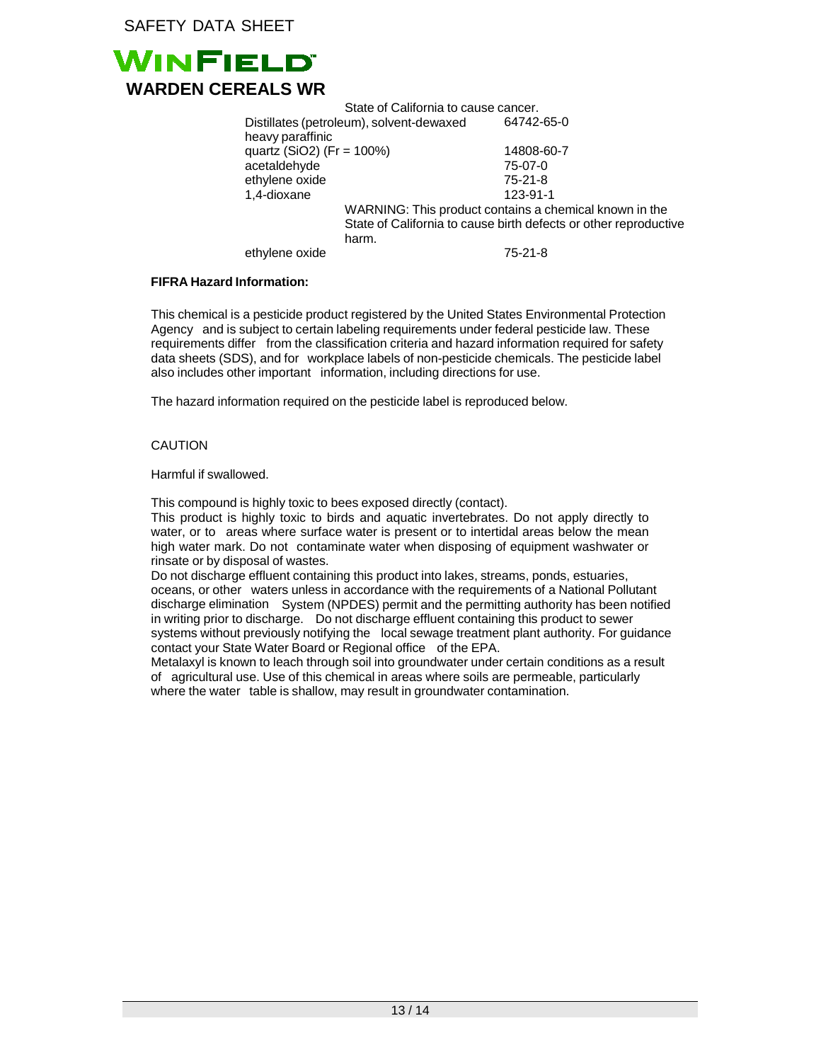| | | |
|---|---|---|
| | State of California to cause cancer. | |
| Distillates (petroleum), solvent-dewaxed heavy paraffinic | | 64742-65-0 |
| quartz (SiO2) (Fr = 100%) | | 14808-60-7 |
| acetaldehyde | | 75-07-0 |
| ethylene oxide | | 75-21-8 |
| 1,4-dioxane | | 123-91-1 |
| | WARNING: This product contains a chemical known in the State of California to cause birth defects or other reproductive harm. | |
| ethylene oxide | | 75-21-8 |

**FIFRA Hazard Information:**

This chemical is a pesticide product registered by the United States Environmental Protection Agency and is subject to certain labeling requirements under federal pesticide law. These requirements differ from the classification criteria and hazard information required for safety data sheets (SDS), and for workplace labels of non-pesticide chemicals. The pesticide label also includes other important information, including directions for use.

The hazard information required on the pesticide label is reproduced below.

CAUTION

Harmful if swallowed.

This compound is highly toxic to bees exposed directly (contact).
This product is highly toxic to birds and aquatic invertebrates. Do not apply directly to water, or to areas where surface water is present or to intertidal areas below the mean high water mark. Do not contaminate water when disposing of equipment washwater or rinsate or by disposal of wastes.
Do not discharge effluent containing this product into lakes, streams, ponds, estuaries, oceans, or other waters unless in accordance with the requirements of a National Pollutant discharge elimination System (NPDES) permit and the permitting authority has been notified in writing prior to discharge. Do not discharge effluent containing this product to sewer systems without previously notifying the local sewage treatment plant authority. For guidance contact your State Water Board or Regional office of the EPA.
Metalaxyl is known to leach through soil into groundwater under certain conditions as a result of agricultural use. Use of this chemical in areas where soils are permeable, particularly where the water table is shallow, may result in groundwater contamination.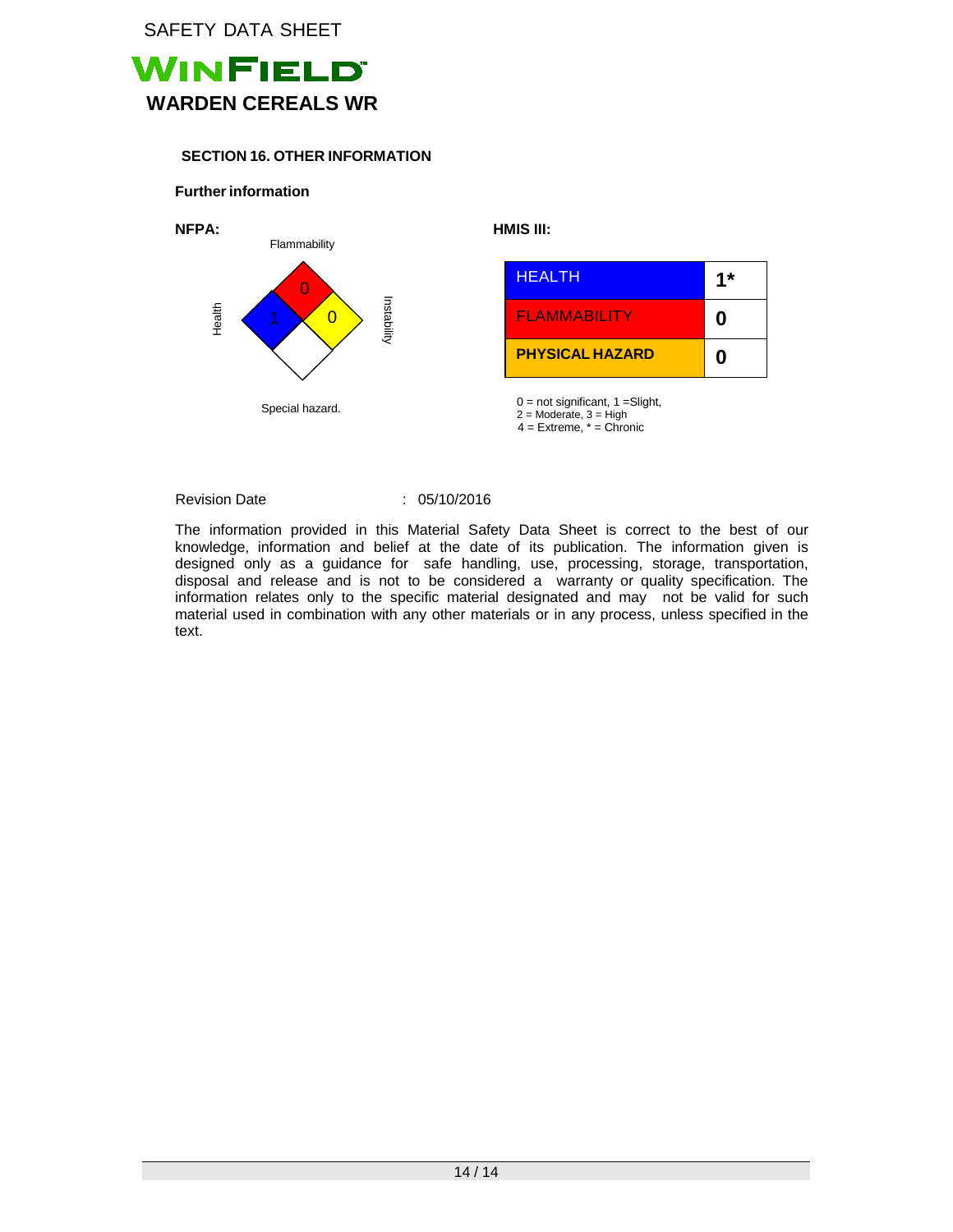SAFETY DATA SHEET

WINFIELD

# WARDEN CEREALS WR

## SECTION 16. OTHER INFORMATION

### Further information

**NFPA:**

Flammability

Health

Instability

0

1

0

Special hazard.

**HMIS III:**

| | |
|---|---|
| HEALTH | 1* |
| FLAMMABILITY | 0 |
| PHYSICAL HAZARD | 0 |

0 = not significant, 1 =Slight,
2 = Moderate, 3 = High
4 = Extreme, * = Chronic

Revision Date : 05/10/2016

The information provided in this Material Safety Data Sheet is correct to the best of our knowledge, information and belief at the date of its publication. The information given is designed only as a guidance for safe handling, use, processing, storage, transportation, disposal and release and is not to be considered a warranty or quality specification. The information relates only to the specific material designated and may not be valid for such material used in combination with any other materials or in any process, unless specified in the text.